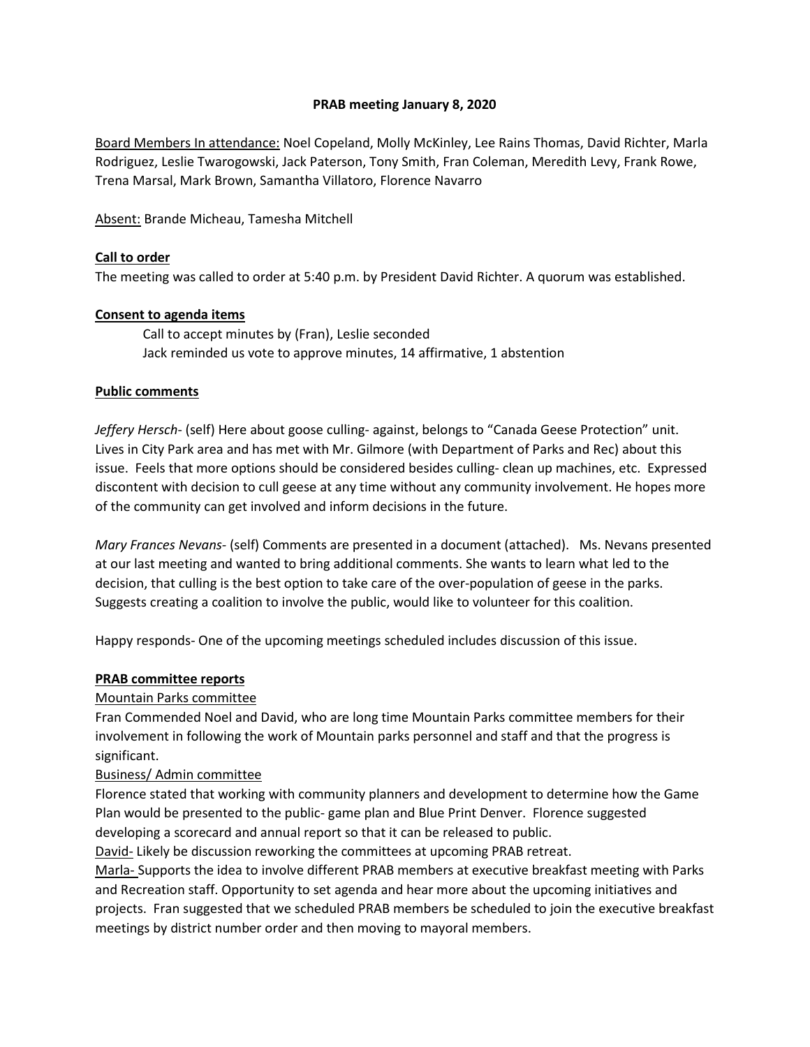**PRAB meeting January 8, 2020**

Board Members In attendance: Noel Copeland, Molly McKinley, Lee Rains Thomas, David Richter, Marla Rodriguez, Leslie Twarogowski, Jack Paterson, Tony Smith, Fran Coleman, Meredith Levy, Frank Rowe, Trena Marsal, Mark Brown, Samantha Villatoro, Florence Navarro

Absent: Brande Micheau, Tamesha Mitchell

**Call to order**

The meeting was called to order at 5:40 p.m. by President David Richter. A quorum was established.

**Consent to agenda items**

Call to accept minutes by (Fran), Leslie seconded
Jack reminded us vote to approve minutes, 14 affirmative, 1 abstention

**Public comments**

*Jeffery Hersch*- (self) Here about goose culling- against, belongs to "Canada Geese Protection" unit. Lives in City Park area and has met with Mr. Gilmore (with Department of Parks and Rec) about this issue. Feels that more options should be considered besides culling- clean up machines, etc. Expressed discontent with decision to cull geese at any time without any community involvement. He hopes more of the community can get involved and inform decisions in the future.

*Mary Frances Nevans*- (self) Comments are presented in a document (attached). Ms. Nevans presented at our last meeting and wanted to bring additional comments. She wants to learn what led to the decision, that culling is the best option to take care of the over-population of geese in the parks. Suggests creating a coalition to involve the public, would like to volunteer for this coalition.

Happy responds- One of the upcoming meetings scheduled includes discussion of this issue.

**PRAB committee reports**

Mountain Parks committee

Fran Commended Noel and David, who are long time Mountain Parks committee members for their involvement in following the work of Mountain parks personnel and staff and that the progress is significant.

Business/ Admin committee

Florence stated that working with community planners and development to determine how the Game Plan would be presented to the public- game plan and Blue Print Denver. Florence suggested developing a scorecard and annual report so that it can be released to public.

David- Likely be discussion reworking the committees at upcoming PRAB retreat.

Marla- Supports the idea to involve different PRAB members at executive breakfast meeting with Parks and Recreation staff. Opportunity to set agenda and hear more about the upcoming initiatives and projects. Fran suggested that we scheduled PRAB members be scheduled to join the executive breakfast meetings by district number order and then moving to mayoral members.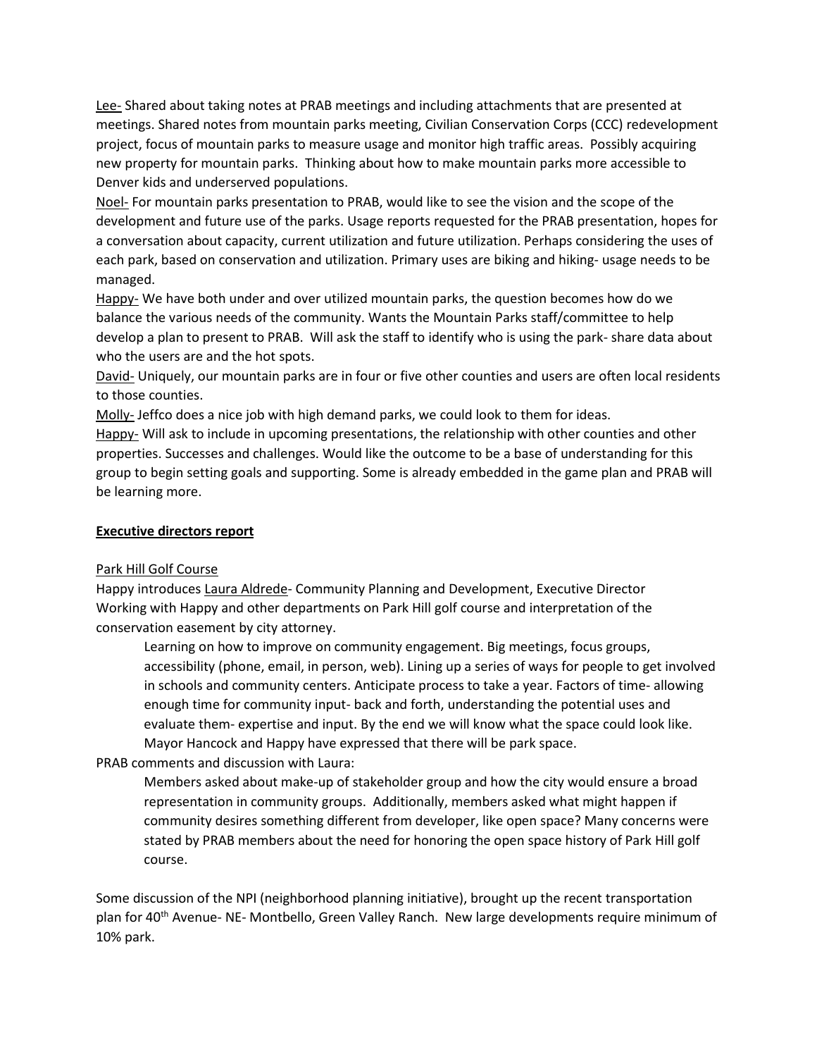Lee- Shared about taking notes at PRAB meetings and including attachments that are presented at meetings. Shared notes from mountain parks meeting, Civilian Conservation Corps (CCC) redevelopment project, focus of mountain parks to measure usage and monitor high traffic areas. Possibly acquiring new property for mountain parks. Thinking about how to make mountain parks more accessible to Denver kids and underserved populations.

Noel- For mountain parks presentation to PRAB, would like to see the vision and the scope of the development and future use of the parks. Usage reports requested for the PRAB presentation, hopes for a conversation about capacity, current utilization and future utilization. Perhaps considering the uses of each park, based on conservation and utilization. Primary uses are biking and hiking- usage needs to be managed.

Happy- We have both under and over utilized mountain parks, the question becomes how do we balance the various needs of the community. Wants the Mountain Parks staff/committee to help develop a plan to present to PRAB. Will ask the staff to identify who is using the park- share data about who the users are and the hot spots.

David- Uniquely, our mountain parks are in four or five other counties and users are often local residents to those counties.

Molly- Jeffco does a nice job with high demand parks, we could look to them for ideas.

Happy- Will ask to include in upcoming presentations, the relationship with other counties and other properties. Successes and challenges. Would like the outcome to be a base of understanding for this group to begin setting goals and supporting. Some is already embedded in the game plan and PRAB will be learning more.

**Executive directors report**

Park Hill Golf Course

Happy introduces Laura Aldrede- Community Planning and Development, Executive Director
Working with Happy and other departments on Park Hill golf course and interpretation of the conservation easement by city attorney.

> Learning on how to improve on community engagement. Big meetings, focus groups, accessibility (phone, email, in person, web). Lining up a series of ways for people to get involved in schools and community centers. Anticipate process to take a year. Factors of time- allowing enough time for community input- back and forth, understanding the potential uses and evaluate them- expertise and input. By the end we will know what the space could look like. Mayor Hancock and Happy have expressed that there will be park space.

PRAB comments and discussion with Laura:

> Members asked about make-up of stakeholder group and how the city would ensure a broad representation in community groups. Additionally, members asked what might happen if community desires something different from developer, like open space? Many concerns were stated by PRAB members about the need for honoring the open space history of Park Hill golf course.

Some discussion of the NPI (neighborhood planning initiative), brought up the recent transportation plan for 40th Avenue- NE- Montbello, Green Valley Ranch. New large developments require minimum of 10% park.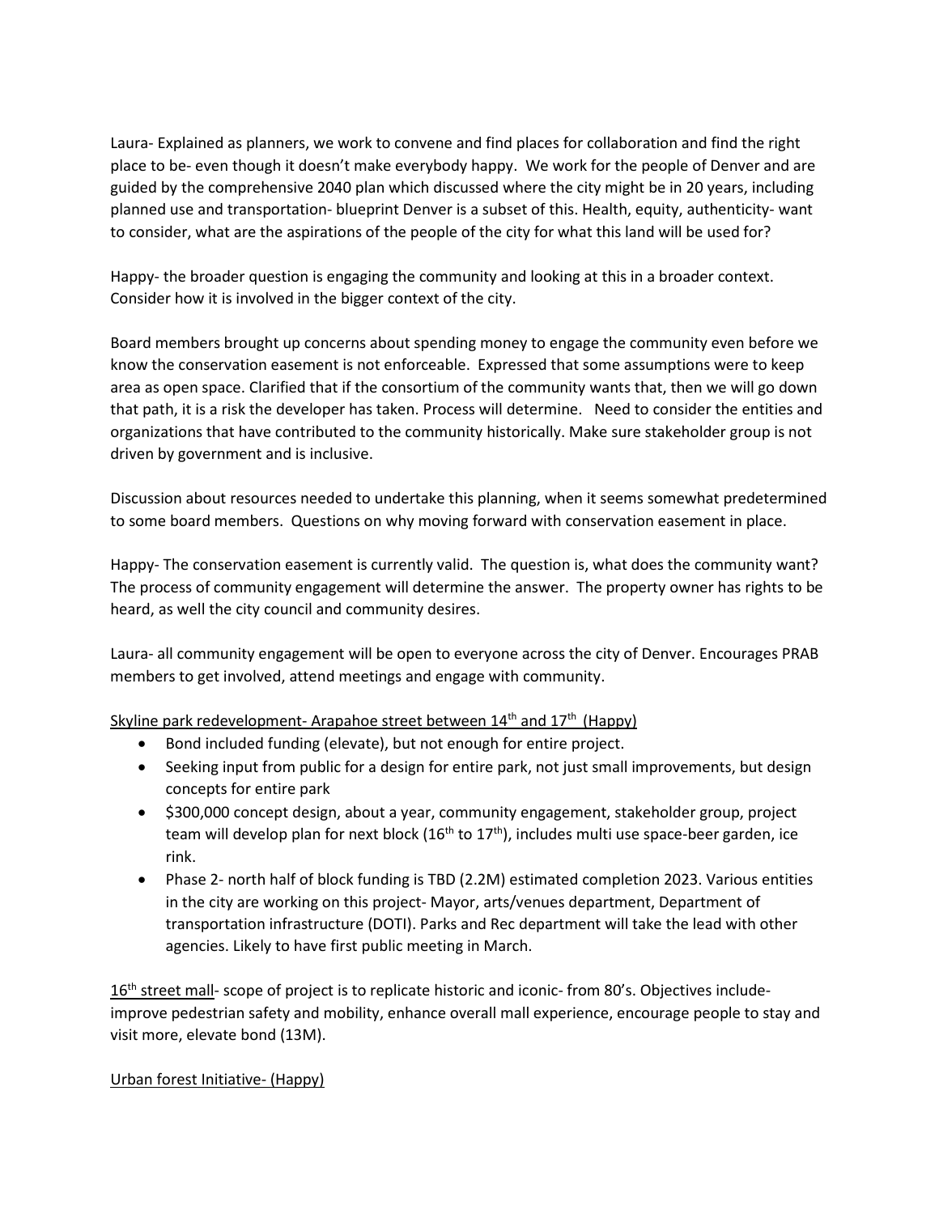Laura- Explained as planners, we work to convene and find places for collaboration and find the right place to be- even though it doesn't make everybody happy. We work for the people of Denver and are guided by the comprehensive 2040 plan which discussed where the city might be in 20 years, including planned use and transportation- blueprint Denver is a subset of this. Health, equity, authenticity- want to consider, what are the aspirations of the people of the city for what this land will be used for?

Happy- the broader question is engaging the community and looking at this in a broader context. Consider how it is involved in the bigger context of the city.

Board members brought up concerns about spending money to engage the community even before we know the conservation easement is not enforceable. Expressed that some assumptions were to keep area as open space. Clarified that if the consortium of the community wants that, then we will go down that path, it is a risk the developer has taken. Process will determine. Need to consider the entities and organizations that have contributed to the community historically. Make sure stakeholder group is not driven by government and is inclusive.

Discussion about resources needed to undertake this planning, when it seems somewhat predetermined to some board members. Questions on why moving forward with conservation easement in place.

Happy- The conservation easement is currently valid. The question is, what does the community want? The process of community engagement will determine the answer. The property owner has rights to be heard, as well the city council and community desires.

Laura- all community engagement will be open to everyone across the city of Denver. Encourages PRAB members to get involved, attend meetings and engage with community.

<u>Skyline park redevelopment- Arapahoe street between 14th and 17th (Happy)</u>

- Bond included funding (elevate), but not enough for entire project.
- Seeking input from public for a design for entire park, not just small improvements, but design concepts for entire park
- $300,000 concept design, about a year, community engagement, stakeholder group, project team will develop plan for next block (16th to 17th), includes multi use space-beer garden, ice rink.
- Phase 2- north half of block funding is TBD (2.2M) estimated completion 2023. Various entities in the city are working on this project- Mayor, arts/venues department, Department of transportation infrastructure (DOTI). Parks and Rec department will take the lead with other agencies. Likely to have first public meeting in March.

<u>16th street mall</u>- scope of project is to replicate historic and iconic- from 80's. Objectives include- improve pedestrian safety and mobility, enhance overall mall experience, encourage people to stay and visit more, elevate bond (13M).

<u>Urban forest Initiative- (Happy)</u>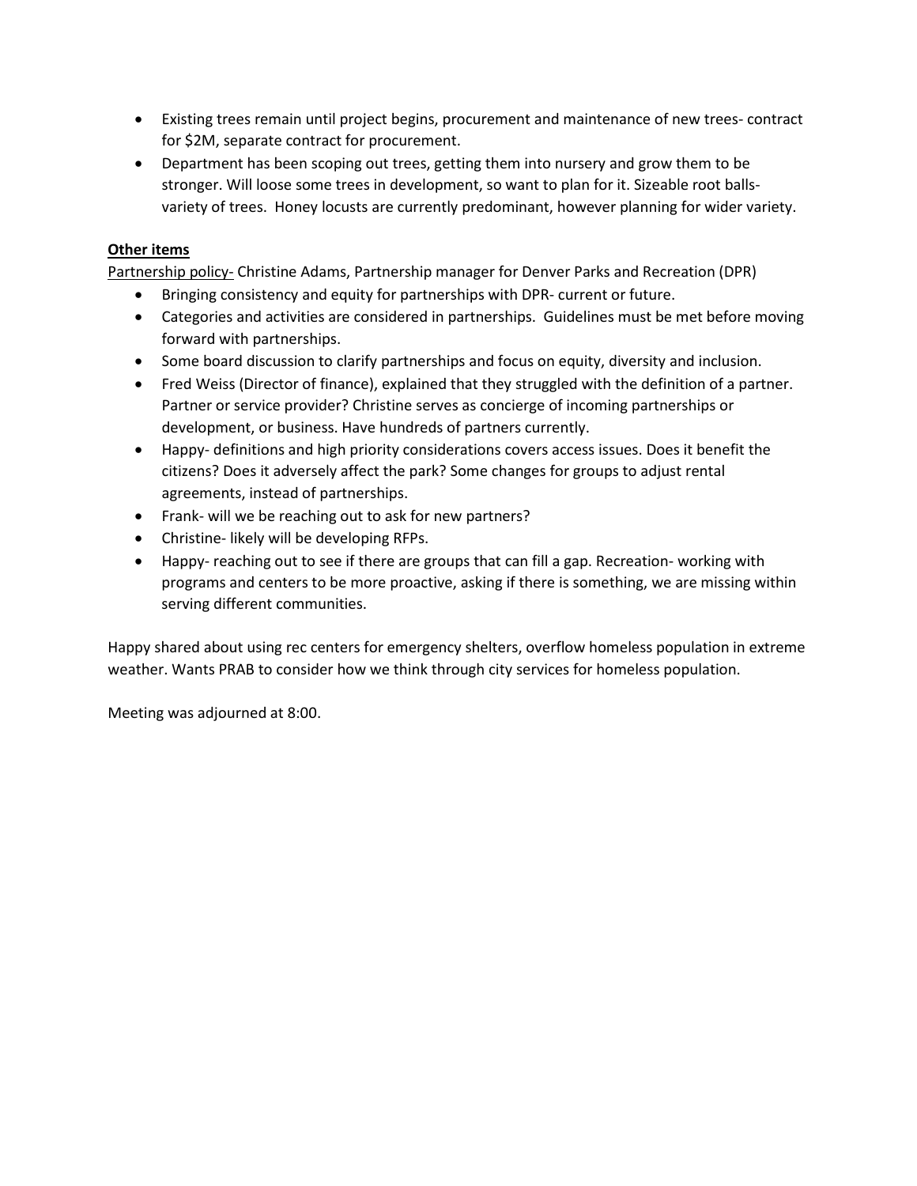- Existing trees remain until project begins, procurement and maintenance of new trees- contract for $2M, separate contract for procurement.
- Department has been scoping out trees, getting them into nursery and grow them to be stronger. Will loose some trees in development, so want to plan for it. Sizeable root balls- variety of trees. Honey locusts are currently predominant, however planning for wider variety.

**Other items**

Partnership policy- Christine Adams, Partnership manager for Denver Parks and Recreation (DPR)

- Bringing consistency and equity for partnerships with DPR- current or future.
- Categories and activities are considered in partnerships. Guidelines must be met before moving forward with partnerships.
- Some board discussion to clarify partnerships and focus on equity, diversity and inclusion.
- Fred Weiss (Director of finance), explained that they struggled with the definition of a partner. Partner or service provider? Christine serves as concierge of incoming partnerships or development, or business. Have hundreds of partners currently.
- Happy- definitions and high priority considerations covers access issues. Does it benefit the citizens? Does it adversely affect the park? Some changes for groups to adjust rental agreements, instead of partnerships.
- Frank- will we be reaching out to ask for new partners?
- Christine- likely will be developing RFPs.
- Happy- reaching out to see if there are groups that can fill a gap. Recreation- working with programs and centers to be more proactive, asking if there is something, we are missing within serving different communities.

Happy shared about using rec centers for emergency shelters, overflow homeless population in extreme weather. Wants PRAB to consider how we think through city services for homeless population.

Meeting was adjourned at 8:00.